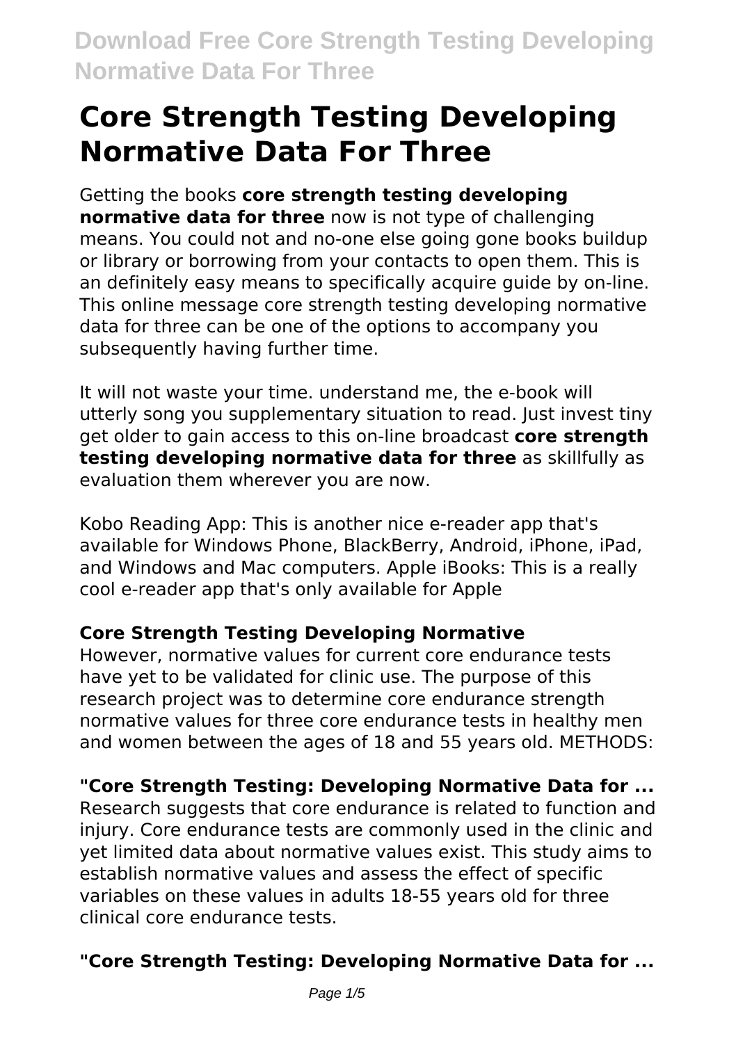# Core Strength Testing Developing Normative Data For Three

Getting the books **core strength testing developing normative data for three** now is not type of challenging means. You could not and no-one else going gone books buildup or library or borrowing from your contacts to open them. This is an definitely easy means to specifically acquire guide by on-line. This online message core strength testing developing normative data for three can be one of the options to accompany you subsequently having further time.

It will not waste your time. understand me, the e-book will utterly song you supplementary situation to read. Just invest tiny get older to gain access to this on-line broadcast **core strength testing developing normative data for three** as skillfully as evaluation them wherever you are now.

Kobo Reading App: This is another nice e-reader app that's available for Windows Phone, BlackBerry, Android, iPhone, iPad, and Windows and Mac computers. Apple iBooks: This is a really cool e-reader app that's only available for Apple

## Core Strength Testing Developing Normative

However, normative values for current core endurance tests have yet to be validated for clinic use. The purpose of this research project was to determine core endurance strength normative values for three core endurance tests in healthy men and women between the ages of 18 and 55 years old. METHODS:

## "Core Strength Testing: Developing Normative Data for ...

Research suggests that core endurance is related to function and injury. Core endurance tests are commonly used in the clinic and yet limited data about normative values exist. This study aims to establish normative values and assess the effect of specific variables on these values in adults 18-55 years old for three clinical core endurance tests.

## "Core Strength Testing: Developing Normative Data for ...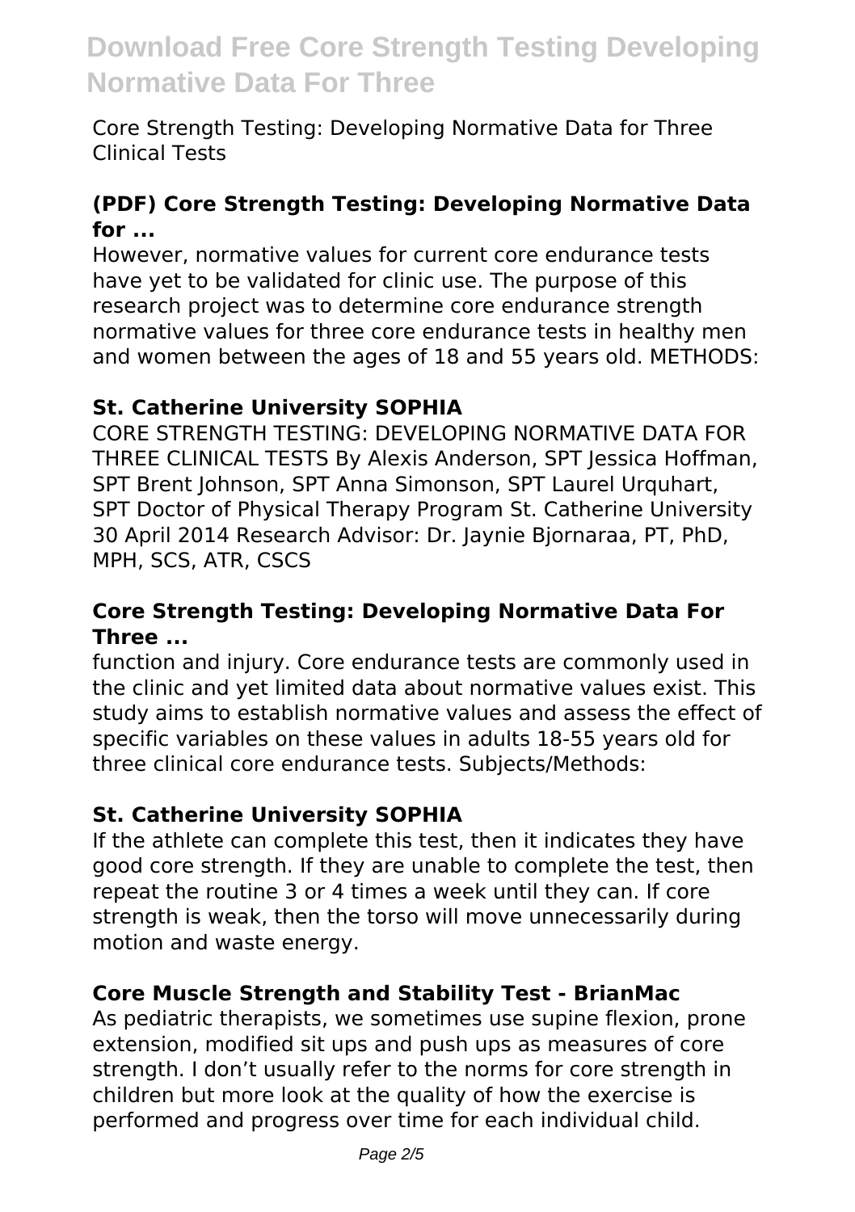Core Strength Testing: Developing Normative Data for Three Clinical Tests

### (PDF) Core Strength Testing: Developing Normative Data for ...

However, normative values for current core endurance tests have yet to be validated for clinic use. The purpose of this research project was to determine core endurance strength normative values for three core endurance tests in healthy men and women between the ages of 18 and 55 years old. METHODS:

### St. Catherine University SOPHIA

CORE STRENGTH TESTING: DEVELOPING NORMATIVE DATA FOR THREE CLINICAL TESTS By Alexis Anderson, SPT Jessica Hoffman, SPT Brent Johnson, SPT Anna Simonson, SPT Laurel Urquhart, SPT Doctor of Physical Therapy Program St. Catherine University 30 April 2014 Research Advisor: Dr. Jaynie Bjornaraa, PT, PhD, MPH, SCS, ATR, CSCS

### Core Strength Testing: Developing Normative Data For Three ...

function and injury. Core endurance tests are commonly used in the clinic and yet limited data about normative values exist. This study aims to establish normative values and assess the effect of specific variables on these values in adults 18-55 years old for three clinical core endurance tests. Subjects/Methods:

### St. Catherine University SOPHIA

If the athlete can complete this test, then it indicates they have good core strength. If they are unable to complete the test, then repeat the routine 3 or 4 times a week until they can. If core strength is weak, then the torso will move unnecessarily during motion and waste energy.

### Core Muscle Strength and Stability Test - BrianMac

As pediatric therapists, we sometimes use supine flexion, prone extension, modified sit ups and push ups as measures of core strength. I don't usually refer to the norms for core strength in children but more look at the quality of how the exercise is performed and progress over time for each individual child.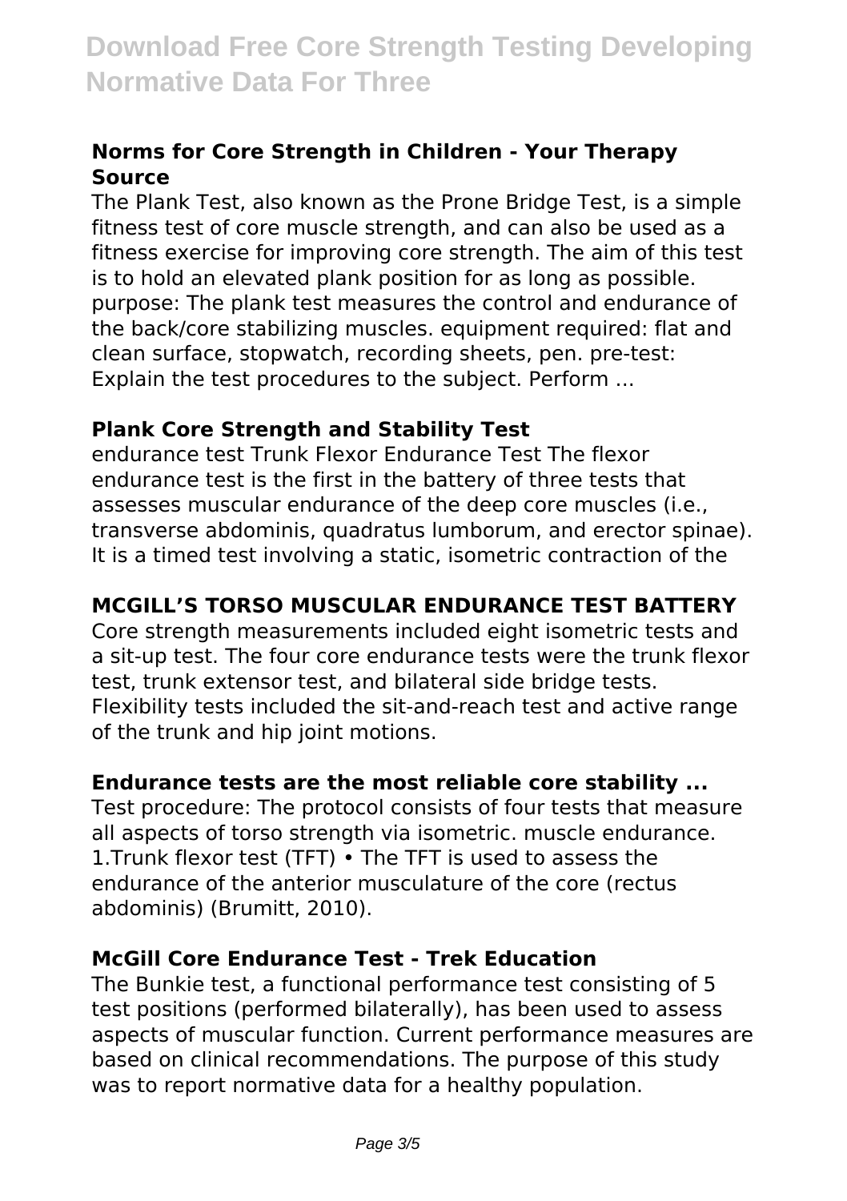### Norms for Core Strength in Children - Your Therapy Source

The Plank Test, also known as the Prone Bridge Test, is a simple fitness test of core muscle strength, and can also be used as a fitness exercise for improving core strength. The aim of this test is to hold an elevated plank position for as long as possible. purpose: The plank test measures the control and endurance of the back/core stabilizing muscles. equipment required: flat and clean surface, stopwatch, recording sheets, pen. pre-test: Explain the test procedures to the subject. Perform ...

### Plank Core Strength and Stability Test

endurance test Trunk Flexor Endurance Test The flexor endurance test is the first in the battery of three tests that assesses muscular endurance of the deep core muscles (i.e., transverse abdominis, quadratus lumborum, and erector spinae). It is a timed test involving a static, isometric contraction of the

### MCGILL'S TORSO MUSCULAR ENDURANCE TEST BATTERY

Core strength measurements included eight isometric tests and a sit-up test. The four core endurance tests were the trunk flexor test, trunk extensor test, and bilateral side bridge tests. Flexibility tests included the sit-and-reach test and active range of the trunk and hip joint motions.

### Endurance tests are the most reliable core stability ...

Test procedure: The protocol consists of four tests that measure all aspects of torso strength via isometric. muscle endurance. 1.Trunk flexor test (TFT) • The TFT is used to assess the endurance of the anterior musculature of the core (rectus abdominis) (Brumitt, 2010).

### McGill Core Endurance Test - Trek Education

The Bunkie test, a functional performance test consisting of 5 test positions (performed bilaterally), has been used to assess aspects of muscular function. Current performance measures are based on clinical recommendations. The purpose of this study was to report normative data for a healthy population.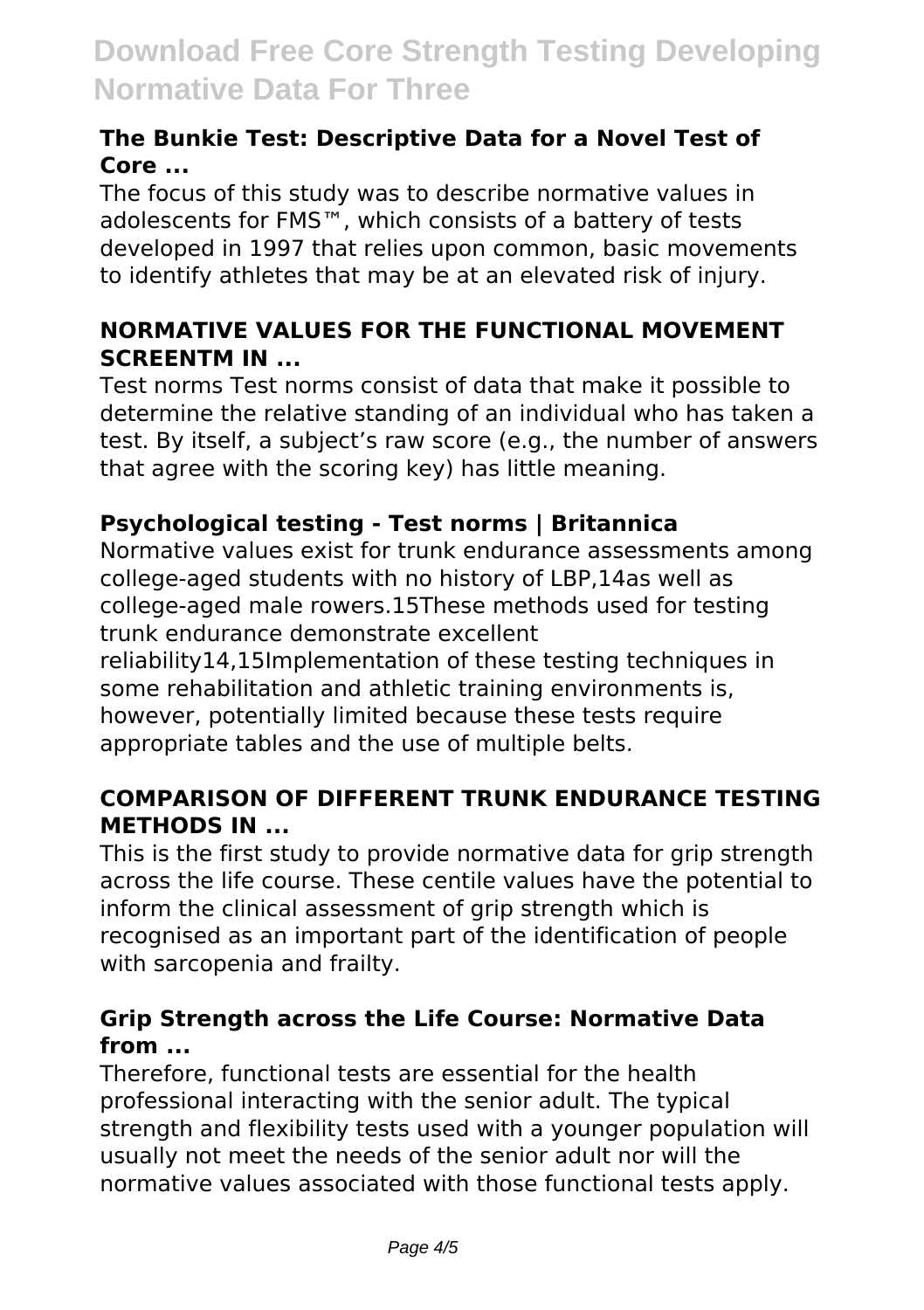**The Bunkie Test: Descriptive Data for a Novel Test of Core ...**

The focus of this study was to describe normative values in adolescents for FMS™, which consists of a battery of tests developed in 1997 that relies upon common, basic movements to identify athletes that may be at an elevated risk of injury.

**NORMATIVE VALUES FOR THE FUNCTIONAL MOVEMENT SCREENTM IN ...**

Test norms Test norms consist of data that make it possible to determine the relative standing of an individual who has taken a test. By itself, a subject's raw score (e.g., the number of answers that agree with the scoring key) has little meaning.

**Psychological testing - Test norms | Britannica**

Normative values exist for trunk endurance assessments among college-aged students with no history of LBP,14as well as college-aged male rowers.15These methods used for testing trunk endurance demonstrate excellent reliability14,15Implementation of these testing techniques in some rehabilitation and athletic training environments is, however, potentially limited because these tests require appropriate tables and the use of multiple belts.

**COMPARISON OF DIFFERENT TRUNK ENDURANCE TESTING METHODS IN ...**

This is the first study to provide normative data for grip strength across the life course. These centile values have the potential to inform the clinical assessment of grip strength which is recognised as an important part of the identification of people with sarcopenia and frailty.

**Grip Strength across the Life Course: Normative Data from ...**

Therefore, functional tests are essential for the health professional interacting with the senior adult. The typical strength and flexibility tests used with a younger population will usually not meet the needs of the senior adult nor will the normative values associated with those functional tests apply.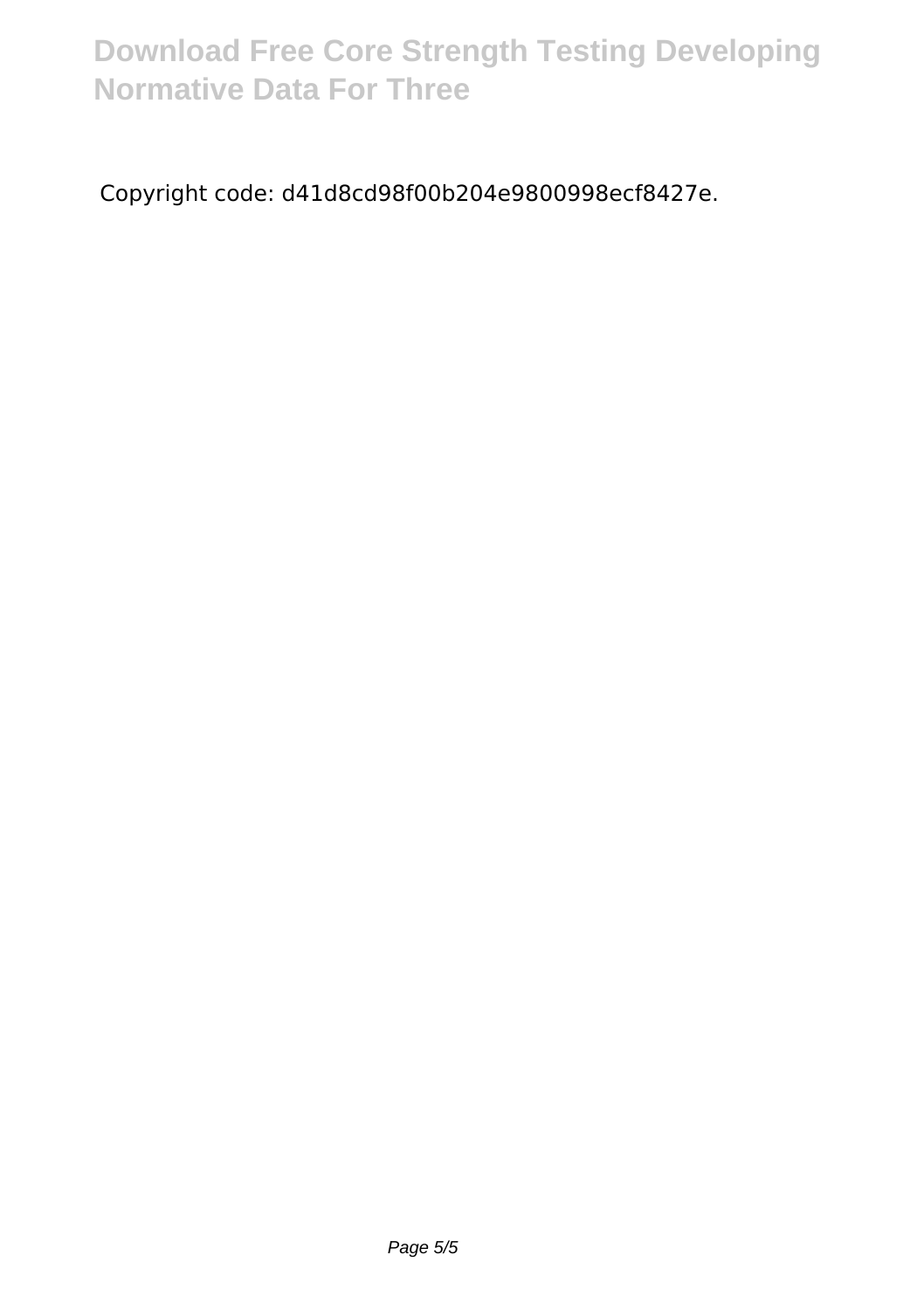Copyright code: d41d8cd98f00b204e9800998ecf8427e.